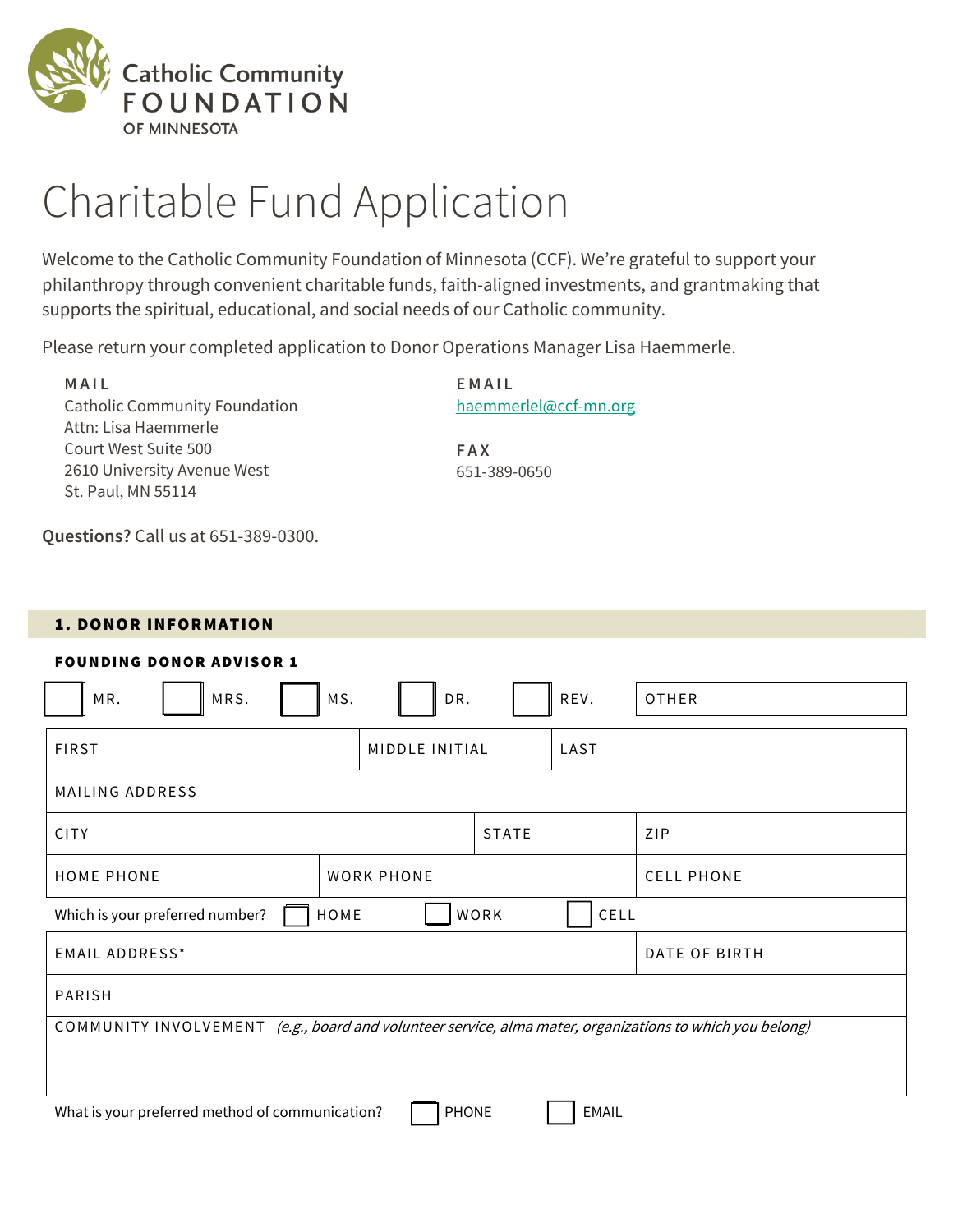Catholic Community
FOUNDATION
OF MINNESOTA

# Charitable Fund Application

Welcome to the Catholic Community Foundation of Minnesota (CCF). We're grateful to support your philanthropy through convenient charitable funds, faith-aligned investments, and grantmaking that supports the spiritual, educational, and social needs of our Catholic community.

Please return your completed application to Donor Operations Manager Lisa Haemmerle.

**MAIL**
Catholic Community Foundation
Attn: Lisa Haemmerle
Court West Suite 500
2610 University Avenue West
St. Paul, MN 55114

**EMAIL**
haemmerlel@ccf-mn.org

**FAX**
651-389-0650

**Questions?** Call us at 651-389-0300.

## 1. DONOR INFORMATION

### FOUNDING DONOR ADVISOR 1

☐ MR. ☐ MRS. ☐ MS. ☐ DR. ☐ REV. OTHER

| FIRST | MIDDLE INITIAL | LAST |
|---|---|---|

| MAILING ADDRESS |
|---|

| CITY | STATE | ZIP |
|---|---|---|

| HOME PHONE | WORK PHONE | CELL PHONE |
|---|---|---|

Which is your preferred number? ☐ HOME ☐ WORK ☐ CELL

| EMAIL ADDRESS* | DATE OF BIRTH |
|---|---|

| PARISH |
|---|

COMMUNITY INVOLVEMENT *(e.g., board and volunteer service, alma mater, organizations to which you belong)*

What is your preferred method of communication? ☐ PHONE ☐ EMAIL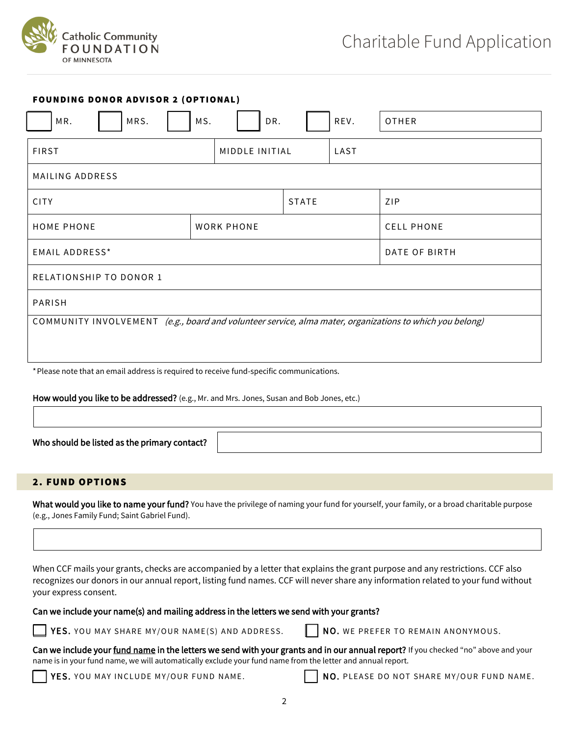Catholic Community FOUNDATION OF MINNESOTA

# Charitable Fund Application

### FOUNDING DONOR ADVISOR 2 (OPTIONAL)

☐ MR. ☐ MRS. ☐ MS. ☐ DR. ☐ REV. OTHER

| FIRST | MIDDLE INITIAL | LAST |
|---|---|---|

| MAILING ADDRESS |
|---|

| CITY | STATE | ZIP |
|---|---|---|

| HOME PHONE | WORK PHONE | CELL PHONE |
|---|---|---|

| EMAIL ADDRESS* | DATE OF BIRTH |
|---|---|

| RELATIONSHIP TO DONOR 1 |
|---|

| PARISH |
|---|

| COMMUNITY INVOLVEMENT *(e.g., board and volunteer service, alma mater, organizations to which you belong)* |
|---|

*Please note that an email address is required to receive fund-specific communications.

**How would you like to be addressed?** (e.g., Mr. and Mrs. Jones, Susan and Bob Jones, etc.)

**Who should be listed as the primary contact?**

## 2. FUND OPTIONS

**What would you like to name your fund?** You have the privilege of naming your fund for yourself, your family, or a broad charitable purpose (e.g., Jones Family Fund; Saint Gabriel Fund).

When CCF mails your grants, checks are accompanied by a letter that explains the grant purpose and any restrictions. CCF also recognizes our donors in our annual report, listing fund names. CCF will never share any information related to your fund without your express consent.

**Can we include your name(s) and mailing address in the letters we send with your grants?**

☐ **YES.** YOU MAY SHARE MY/OUR NAME(S) AND ADDRESS. ☐ **NO.** WE PREFER TO REMAIN ANONYMOUS.

**Can we include your fund name in the letters we send with your grants and in our annual report?** If you checked "no" above and your name is in your fund name, we will automatically exclude your fund name from the letter and annual report.

☐ **YES.** YOU MAY INCLUDE MY/OUR FUND NAME. ☐ **NO.** PLEASE DO NOT SHARE MY/OUR FUND NAME.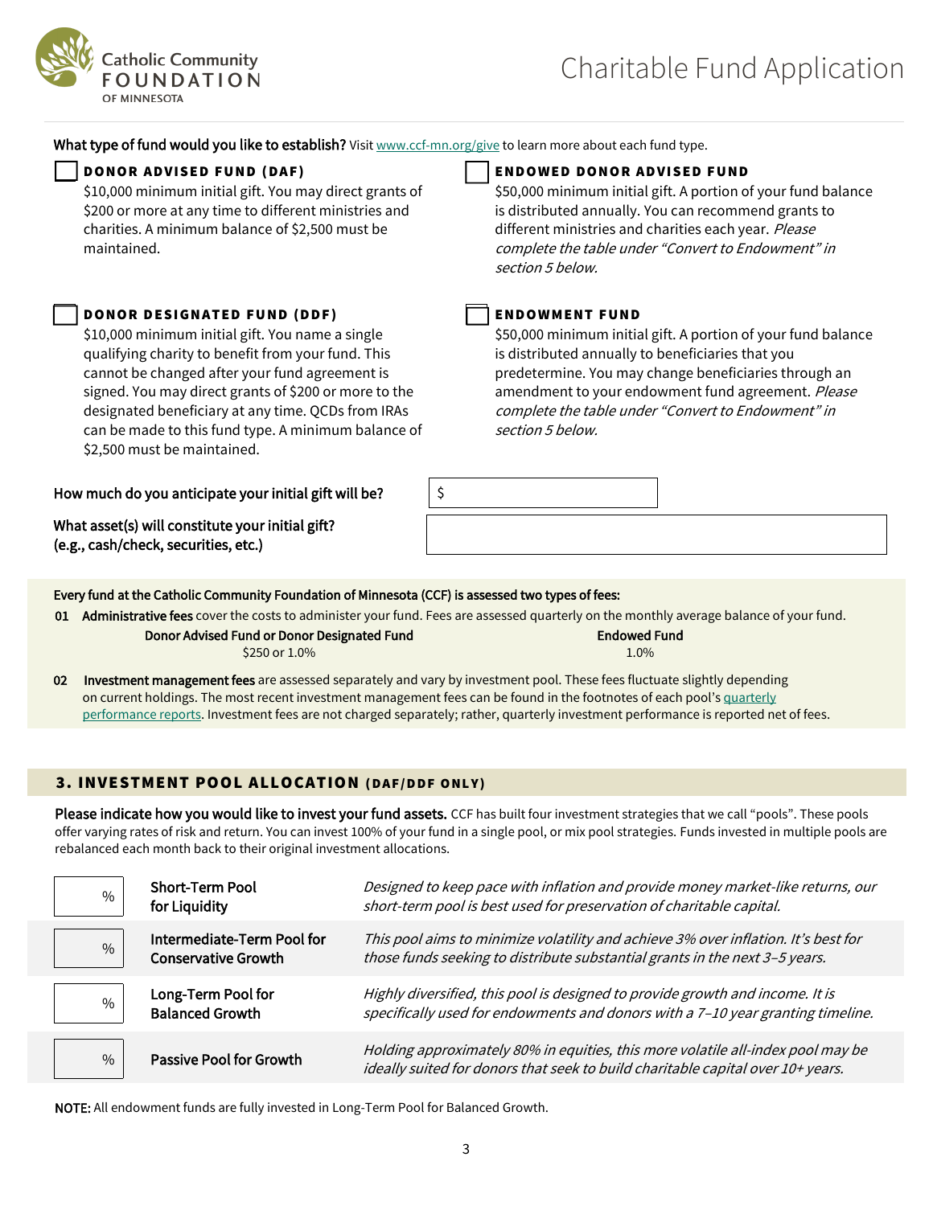Catholic Community FOUNDATION OF MINNESOTA

# Charitable Fund Application

**What type of fund would you like to establish?** Visit www.ccf-mn.org/give to learn more about each fund type.

☐ **DONOR ADVISED FUND (DAF)**
$10,000 minimum initial gift. You may direct grants of $200 or more at any time to different ministries and charities. A minimum balance of $2,500 must be maintained.

☐ **ENDOWED DONOR ADVISED FUND**
$50,000 minimum initial gift. A portion of your fund balance is distributed annually. You can recommend grants to different ministries and charities each year. *Please complete the table under "Convert to Endowment" in section 5 below.*

☐ **DONOR DESIGNATED FUND (DDF)**
$10,000 minimum initial gift. You name a single qualifying charity to benefit from your fund. This cannot be changed after your fund agreement is signed. You may direct grants of $200 or more to the designated beneficiary at any time. QCDs from IRAs can be made to this fund type. A minimum balance of $2,500 must be maintained.

☐ **ENDOWMENT FUND**
$50,000 minimum initial gift. A portion of your fund balance is distributed annually to beneficiaries that you predetermine. You may change beneficiaries through an amendment to your endowment fund agreement. *Please complete the table under "Convert to Endowment" in section 5 below.*

**How much do you anticipate your initial gift will be?** $ ________

**What asset(s) will constitute your initial gift? (e.g., cash/check, securities, etc.)** ________

**Every fund at the Catholic Community Foundation of Minnesota (CCF) is assessed two types of fees:**

**01 Administrative fees** cover the costs to administer your fund. Fees are assessed quarterly on the monthly average balance of your fund.

| Donor Advised Fund or Donor Designated Fund | Endowed Fund |
|---|---|
| $250 or 1.0% | 1.0% |

**02 Investment management fees** are assessed separately and vary by investment pool. These fees fluctuate slightly depending on current holdings. The most recent investment management fees can be found in the footnotes of each pool's quarterly performance reports. Investment fees are not charged separately; rather, quarterly investment performance is reported net of fees.

## 3. INVESTMENT POOL ALLOCATION (DAF/DDF ONLY)

**Please indicate how you would like to invest your fund assets.** CCF has built four investment strategies that we call "pools". These pools offer varying rates of risk and return. You can invest 100% of your fund in a single pool, or mix pool strategies. Funds invested in multiple pools are rebalanced each month back to their original investment allocations.

| % | Pool | Description |
|---|---|---|
| % | **Short-Term Pool for Liquidity** | *Designed to keep pace with inflation and provide money market-like returns, our short-term pool is best used for preservation of charitable capital.* |
| % | **Intermediate-Term Pool for Conservative Growth** | *This pool aims to minimize volatility and achieve 3% over inflation. It's best for those funds seeking to distribute substantial grants in the next 3–5 years.* |
| % | **Long-Term Pool for Balanced Growth** | *Highly diversified, this pool is designed to provide growth and income. It is specifically used for endowments and donors with a 7–10 year granting timeline.* |
| % | **Passive Pool for Growth** | *Holding approximately 80% in equities, this more volatile all-index pool may be ideally suited for donors that seek to build charitable capital over 10+ years.* |

**NOTE:** All endowment funds are fully invested in Long-Term Pool for Balanced Growth.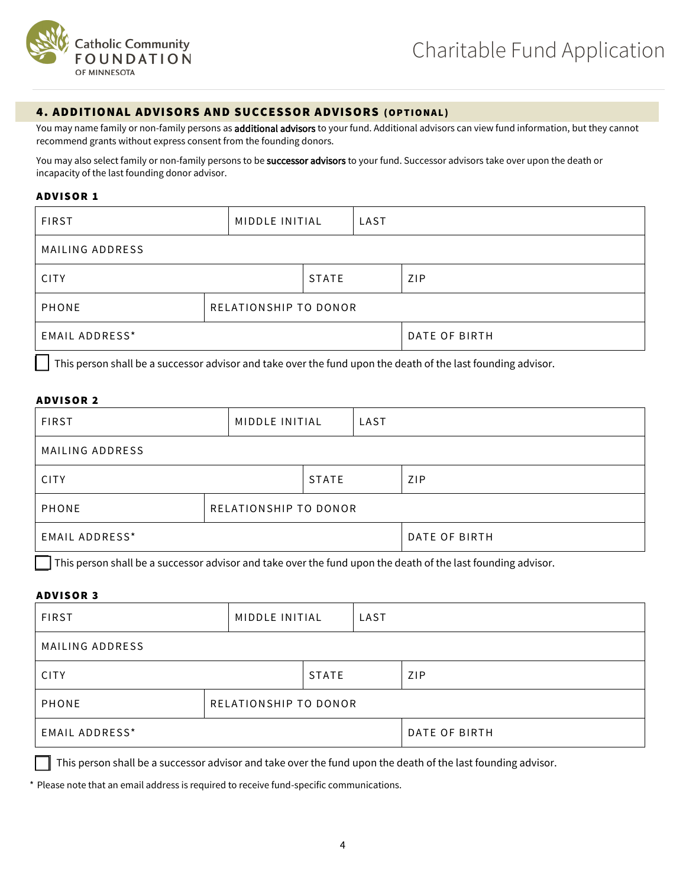## 4. ADDITIONAL ADVISORS AND SUCCESSOR ADVISORS (OPTIONAL)

You may name family or non-family persons as **additional advisors** to your fund. Additional advisors can view fund information, but they cannot recommend grants without express consent from the founding donors.

You may also select family or non-family persons to be **successor advisors** to your fund. Successor advisors take over upon the death or incapacity of the last founding donor advisor.

### ADVISOR 1

| FIRST | MIDDLE INITIAL | LAST |
|---|---|---|
| MAILING ADDRESS | | |
| CITY | STATE | ZIP |
| PHONE | RELATIONSHIP TO DONOR | |
| EMAIL ADDRESS* | DATE OF BIRTH | |

☐ This person shall be a successor advisor and take over the fund upon the death of the last founding advisor.

### ADVISOR 2

| FIRST | MIDDLE INITIAL | LAST |
|---|---|---|
| MAILING ADDRESS | | |
| CITY | STATE | ZIP |
| PHONE | RELATIONSHIP TO DONOR | |
| EMAIL ADDRESS* | DATE OF BIRTH | |

☐ This person shall be a successor advisor and take over the fund upon the death of the last founding advisor.

### ADVISOR 3

| FIRST | MIDDLE INITIAL | LAST |
|---|---|---|
| MAILING ADDRESS | | |
| CITY | STATE | ZIP |
| PHONE | RELATIONSHIP TO DONOR | |
| EMAIL ADDRESS* | DATE OF BIRTH | |

☐ This person shall be a successor advisor and take over the fund upon the death of the last founding advisor.

* Please note that an email address is required to receive fund-specific communications.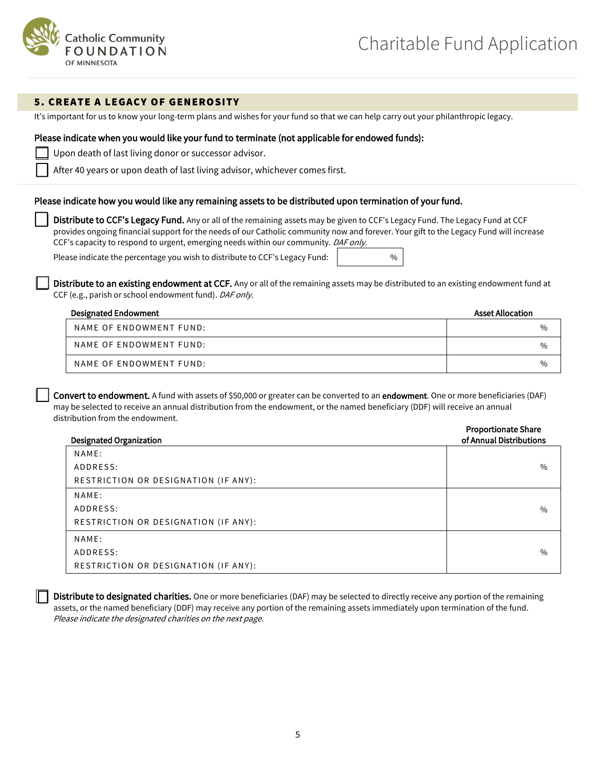## 5. CREATE A LEGACY OF GENEROSITY

It's important for us to know your long-term plans and wishes for your fund so that we can help carry out your philanthropic legacy.

**Please indicate when you would like your fund to terminate (not applicable for endowed funds):**

- ☐ Upon death of last living donor or successor advisor.
- ☐ After 40 years or upon death of last living advisor, whichever comes first.

**Please indicate how you would like any remaining assets to be distributed upon termination of your fund.**

☐ **Distribute to CCF's Legacy Fund.** Any or all of the remaining assets may be given to CCF's Legacy Fund. The Legacy Fund at CCF provides ongoing financial support for the needs of our Catholic community now and forever. Your gift to the Legacy Fund will increase CCF's capacity to respond to urgent, emerging needs within our community. *DAF only.*

Please indicate the percentage you wish to distribute to CCF's Legacy Fund: ______ %

☐ **Distribute to an existing endowment at CCF.** Any or all of the remaining assets may be distributed to an existing endowment fund at CCF (e.g., parish or school endowment fund). *DAF only.*

| Designated Endowment | Asset Allocation |
|---|---|
| NAME OF ENDOWMENT FUND: | % |
| NAME OF ENDOWMENT FUND: | % |
| NAME OF ENDOWMENT FUND: | % |

☐ **Convert to endowment.** A fund with assets of $50,000 or greater can be converted to an **endowment**. One or more beneficiaries (DAF) may be selected to receive an annual distribution from the endowment, or the named beneficiary (DDF) will receive an annual distribution from the endowment.

| Designated Organization | Proportionate Share of Annual Distributions |
|---|---|
| NAME:<br>ADDRESS:<br>RESTRICTION OR DESIGNATION (IF ANY): | % |
| NAME:<br>ADDRESS:<br>RESTRICTION OR DESIGNATION (IF ANY): | % |
| NAME:<br>ADDRESS:<br>RESTRICTION OR DESIGNATION (IF ANY): | % |

☐ **Distribute to designated charities.** One or more beneficiaries (DAF) may be selected to directly receive any portion of the remaining assets, or the named beneficiary (DDF) may receive any portion of the remaining assets immediately upon termination of the fund. *Please indicate the designated charities on the next page.*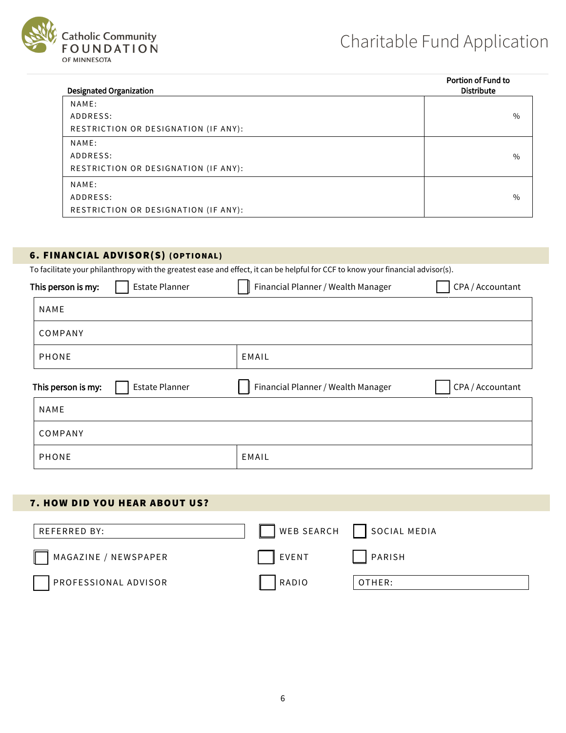Catholic Community FOUNDATION OF MINNESOTA

# Charitable Fund Application

| Designated Organization | Portion of Fund to Distribute |
|---|---|
| NAME:<br>ADDRESS:<br>RESTRICTION OR DESIGNATION (IF ANY): | % |
| NAME:<br>ADDRESS:<br>RESTRICTION OR DESIGNATION (IF ANY): | % |
| NAME:<br>ADDRESS:<br>RESTRICTION OR DESIGNATION (IF ANY): | % |

## 6. FINANCIAL ADVISOR(S) (OPTIONAL)

To facilitate your philanthropy with the greatest ease and effect, it can be helpful for CCF to know your financial advisor(s).

This person is my: ☐ Estate Planner ☐ Financial Planner / Wealth Manager ☐ CPA / Accountant

| | |
|---|---|
| NAME | |
| COMPANY | |
| PHONE | EMAIL |

This person is my: ☐ Estate Planner ☐ Financial Planner / Wealth Manager ☐ CPA / Accountant

| | |
|---|---|
| NAME | |
| COMPANY | |
| PHONE | EMAIL |

## 7. HOW DID YOU HEAR ABOUT US?

REFERRED BY: ______ ☐ WEB SEARCH ☐ SOCIAL MEDIA

☐ MAGAZINE / NEWSPAPER ☐ EVENT ☐ PARISH

☐ PROFESSIONAL ADVISOR ☐ RADIO OTHER: ______